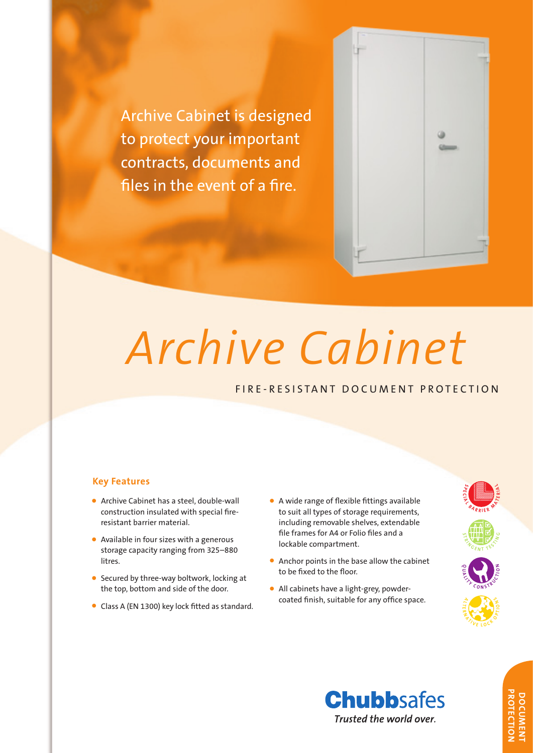Archive Cabinet is designed to protect your important contracts, documents and files in the event of a fire.

# Archive Cabinet

## FIRE-RESISTANT DOCUMENT PROTECTION

### Key Features

- Archive Cabinet has a steel, double-wall construction insulated with special fire-resistant barrier material.
- Available in four sizes with a generous storage capacity ranging from 325–880 litres.
- Secured by three-way boltwork, locking at the top, bottom and side of the door.
- Class A (EN 1300) key lock fitted as standard.
- A wide range of flexible fittings available to suit all types of storage requirements, including removable shelves, extendable file frames for A4 or Folio files and a lockable compartment.
- Anchor points in the base allow the cabinet to be fixed to the floor.
- All cabinets have a light-grey, powder-coated finish, suitable for any office space.

SPECIAL BARRIER MATERIAL

STRINGENT TESTING

QUALITY CONSTRUCTION

ALTERNATIVE LOCK OPTIONS

**Chubbsafes**
*Trusted the world over.*

DOCUMENT PROTECTION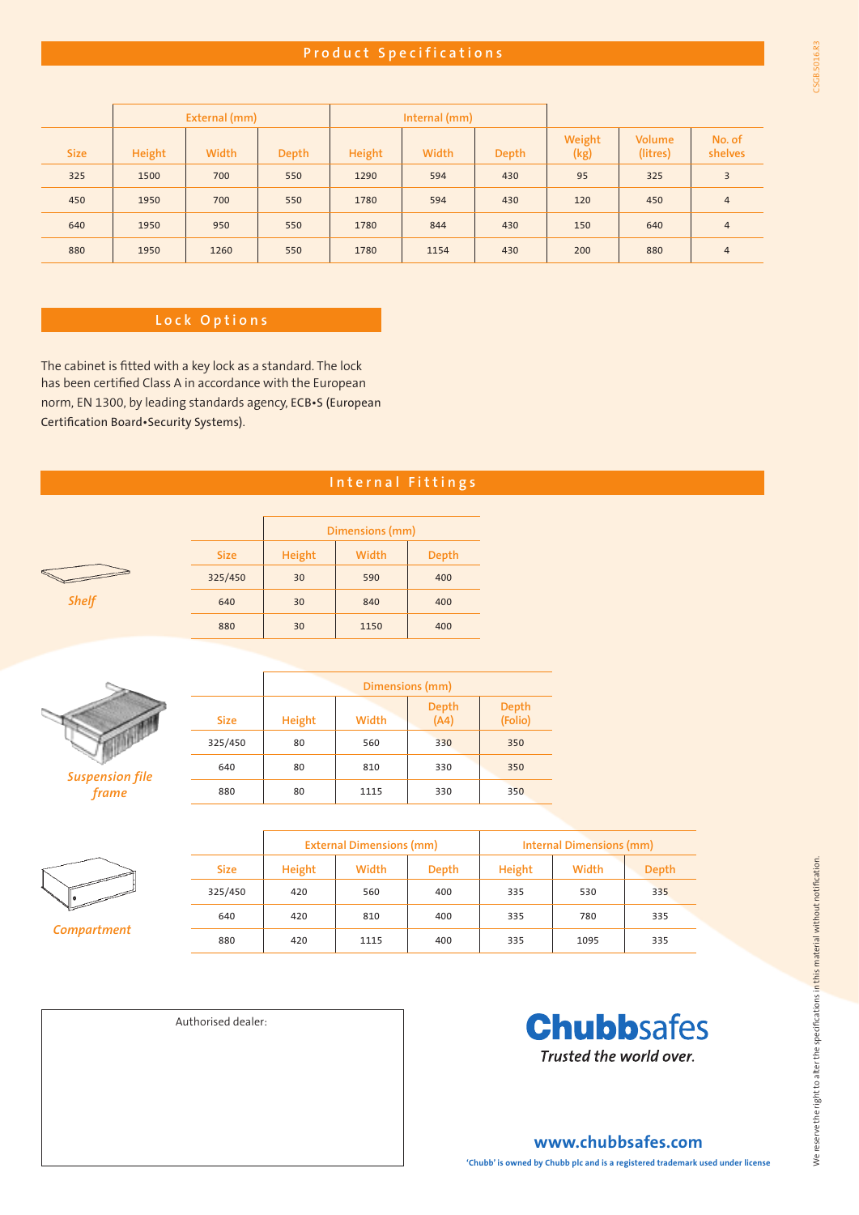## Product Specifications

| | External (mm) | | | Internal (mm) | | | | | |
|---|---|---|---|---|---|---|---|---|---|
| Size | Height | Width | Depth | Height | Width | Depth | Weight (kg) | Volume (litres) | No. of shelves |
| 325 | 1500 | 700 | 550 | 1290 | 594 | 430 | 95 | 325 | 3 |
| 450 | 1950 | 700 | 550 | 1780 | 594 | 430 | 120 | 450 | 4 |
| 640 | 1950 | 950 | 550 | 1780 | 844 | 430 | 150 | 640 | 4 |
| 880 | 1950 | 1260 | 550 | 1780 | 1154 | 430 | 200 | 880 | 4 |

## Lock Options

The cabinet is fitted with a key lock as a standard. The lock has been certified Class A in accordance with the European norm, EN 1300, by leading standards agency, ECB•S (European Certification Board•Security Systems).

## Internal Fittings

*Shelf*

| | Dimensions (mm) | | |
|---|---|---|---|
| Size | Height | Width | Depth |
| 325/450 | 30 | 590 | 400 |
| 640 | 30 | 840 | 400 |
| 880 | 30 | 1150 | 400 |

*Suspension file frame*

| | Dimensions (mm) | | | |
|---|---|---|---|---|
| Size | Height | Width | Depth (A4) | Depth (Folio) |
| 325/450 | 80 | 560 | 330 | 350 |
| 640 | 80 | 810 | 330 | 350 |
| 880 | 80 | 1115 | 330 | 350 |

*Compartment*

| | External Dimensions (mm) | | | Internal Dimensions (mm) | | |
|---|---|---|---|---|---|---|
| Size | Height | Width | Depth | Height | Width | Depth |
| 325/450 | 420 | 560 | 400 | 335 | 530 | 335 |
| 640 | 420 | 810 | 400 | 335 | 780 | 335 |
| 880 | 420 | 1115 | 400 | 335 | 1095 | 335 |

Authorised dealer:

**Chubbsafes**

*Trusted the world over.*

**www.chubbsafes.com**

'Chubb' is owned by Chubb plc and is a registered trademark used under license

We reserve the right to alter the specifications in this material without notification.

CSGB 5016 R3